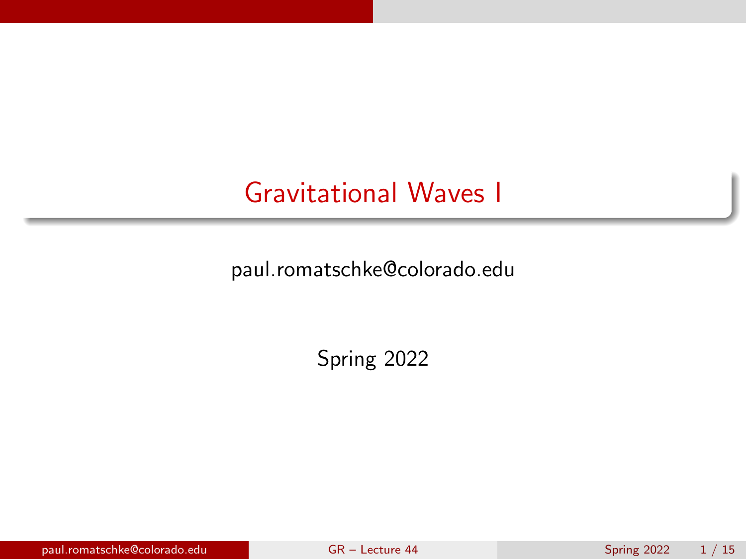# Gravitational Waves I

paul.romatschke@colorado.edu

Spring 2022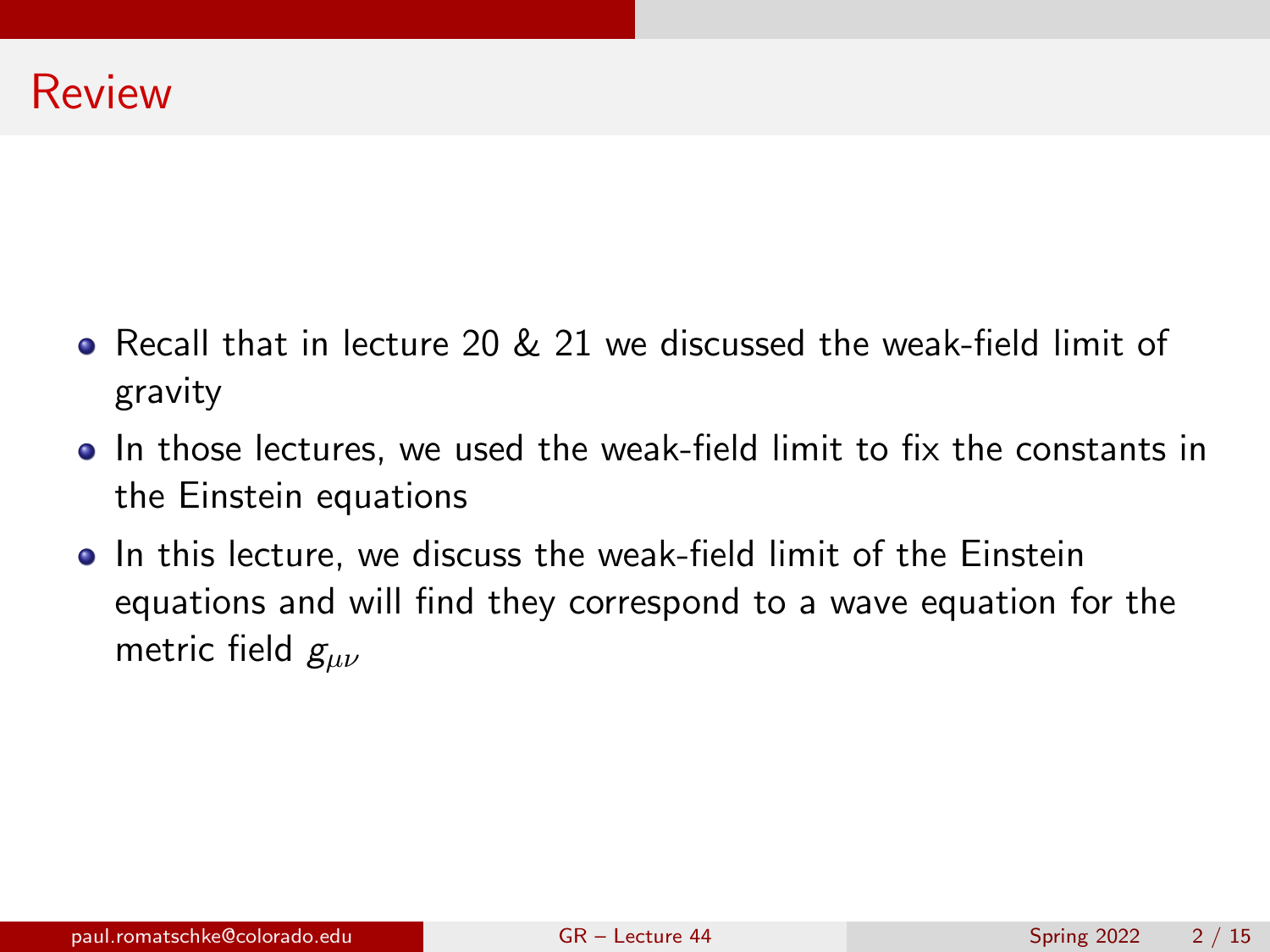## Review

- Recall that in lecture 20 & 21 we discussed the weak-field limit of gravity
- In those lectures, we used the weak-field limit to fix the constants in the Einstein equations
- In this lecture, we discuss the weak-field limit of the Einstein equations and will find they correspond to a wave equation for the metric field $g_{\mu\nu}$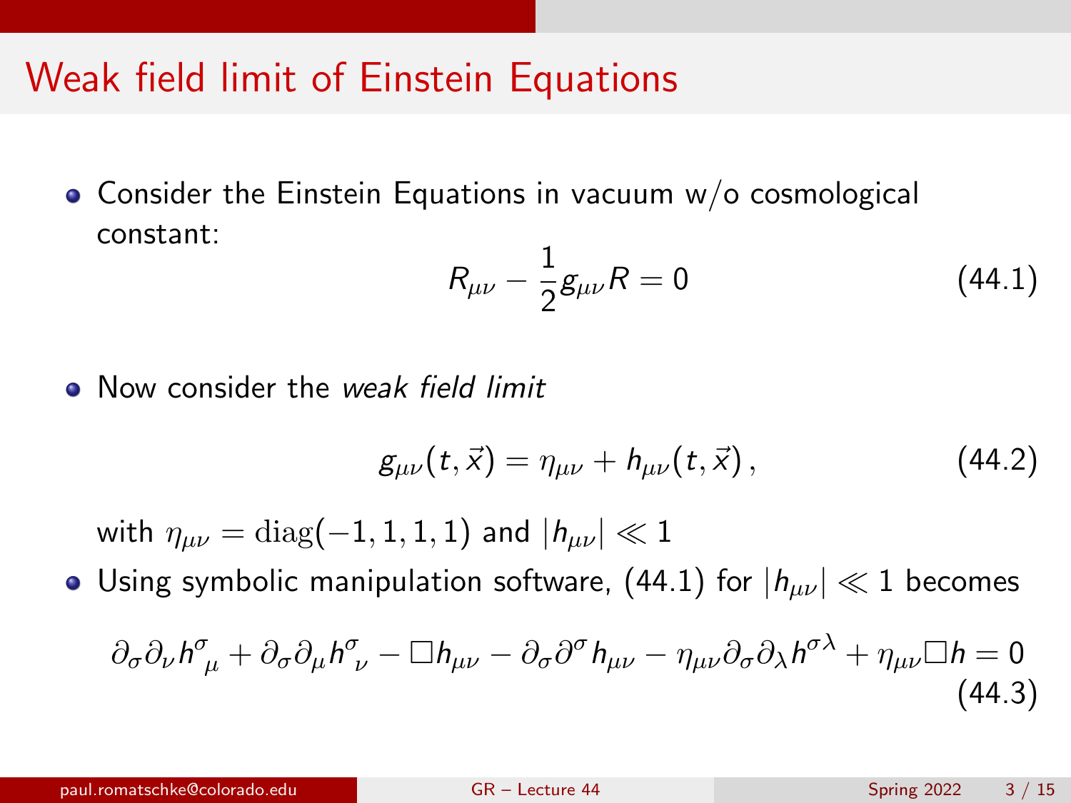# Weak field limit of Einstein Equations

- Consider the Einstein Equations in vacuum w/o cosmological constant:

$$R_{\mu\nu} - \frac{1}{2} g_{\mu\nu} R = 0 \tag{44.1}$$

- Now consider the *weak field limit*

$$g_{\mu\nu}(t, \vec{x}) = \eta_{\mu\nu} + h_{\mu\nu}(t, \vec{x}) \,, \tag{44.2}$$

  with $\eta_{\mu\nu} = \mathrm{diag}(-1, 1, 1, 1)$ and $|h_{\mu\nu}| \ll 1$

- Using symbolic manipulation software, (44.1) for $|h_{\mu\nu}| \ll 1$ becomes

$$\partial_\sigma \partial_\nu h^\sigma{}_\mu + \partial_\sigma \partial_\mu h^\sigma{}_\nu - \Box h_{\mu\nu} - \partial_\sigma \partial^\sigma h_{\mu\nu} - \eta_{\mu\nu} \partial_\sigma \partial_\lambda h^{\sigma\lambda} + \eta_{\mu\nu} \Box h = 0 \tag{44.3}$$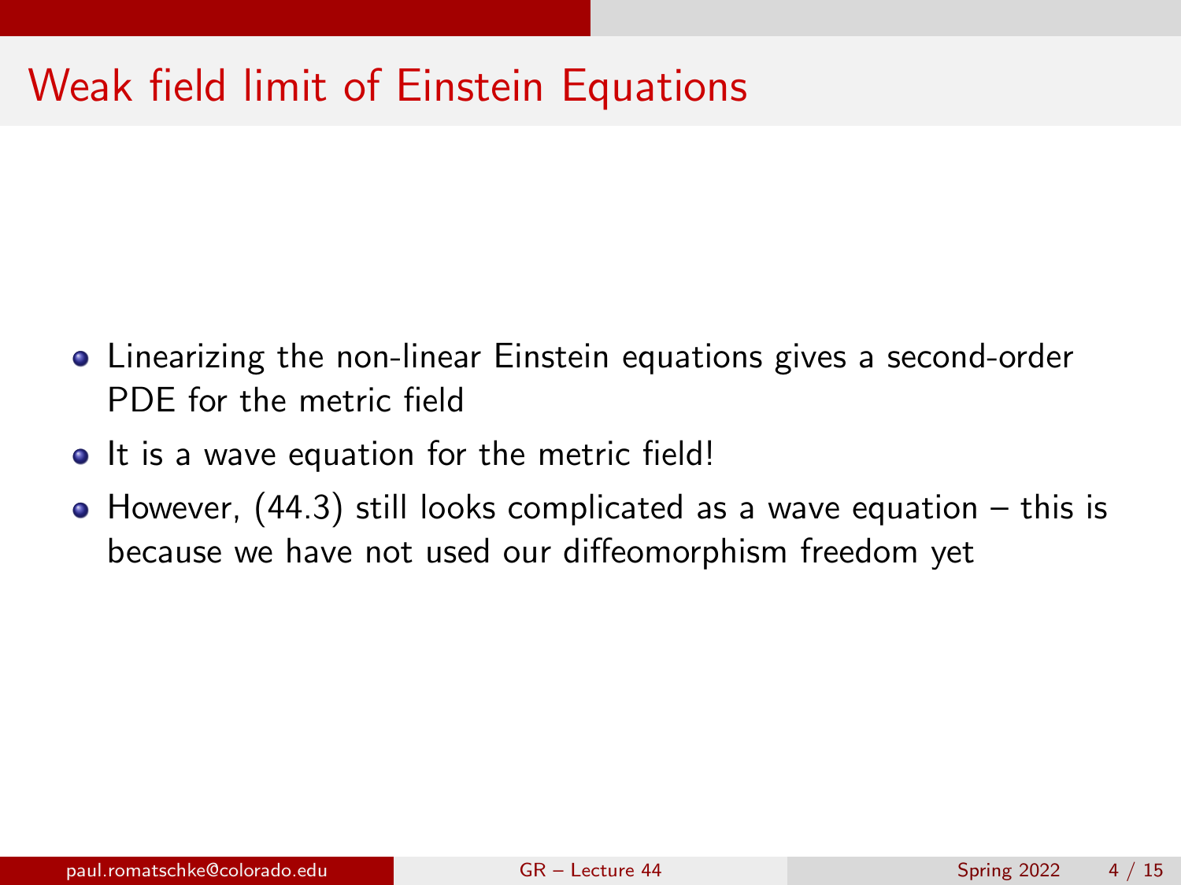# Weak field limit of Einstein Equations

- Linearizing the non-linear Einstein equations gives a second-order PDE for the metric field
- It is a wave equation for the metric field!
- However, (44.3) still looks complicated as a wave equation – this is because we have not used our diffeomorphism freedom yet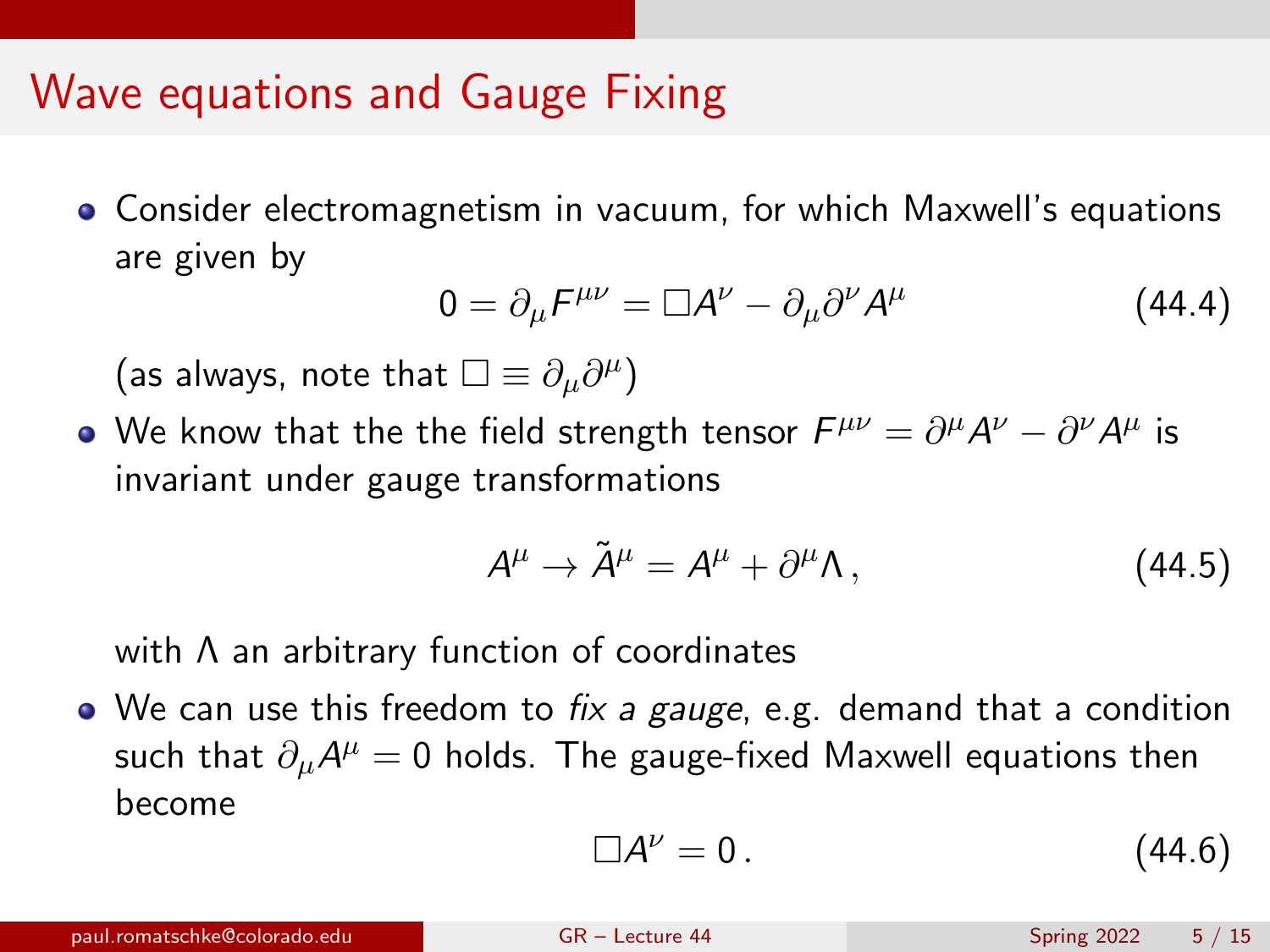# Wave equations and Gauge Fixing

- Consider electromagnetism in vacuum, for which Maxwell's equations are given by

$$0 = \partial_\mu F^{\mu\nu} = \Box A^\nu - \partial_\mu \partial^\nu A^\mu \tag{44.4}$$

(as always, note that $\Box \equiv \partial_\mu \partial^\mu$)

- We know that the the field strength tensor $F^{\mu\nu} = \partial^\mu A^\nu - \partial^\nu A^\mu$ is invariant under gauge transformations

$$A^\mu \to \tilde{A}^\mu = A^\mu + \partial^\mu \Lambda \,, \tag{44.5}$$

with $\Lambda$ an arbitrary function of coordinates

- We can use this freedom to *fix a gauge*, e.g. demand that a condition such that $\partial_\mu A^\mu = 0$ holds. The gauge-fixed Maxwell equations then become

$$\Box A^\nu = 0 \,. \tag{44.6}$$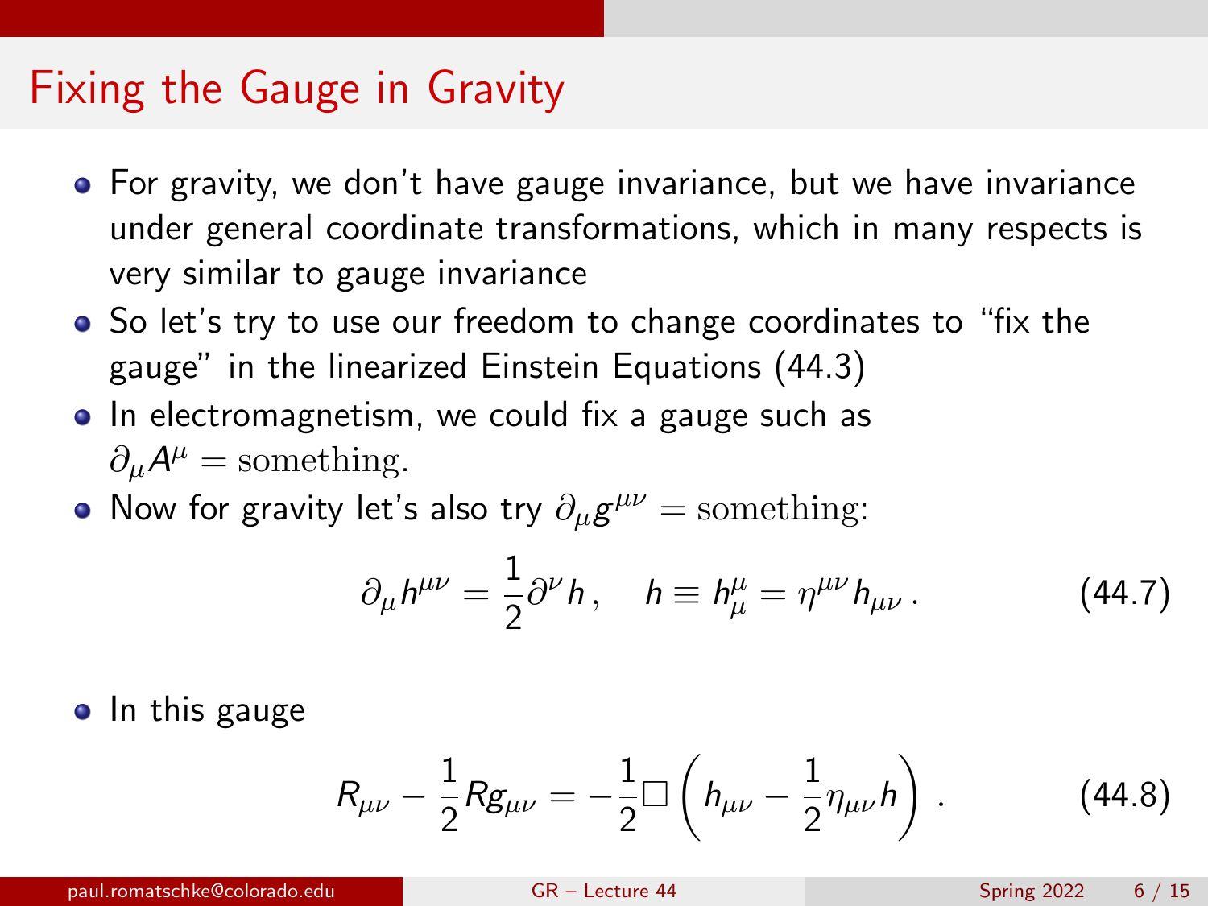# Fixing the Gauge in Gravity

- For gravity, we don't have gauge invariance, but we have invariance under general coordinate transformations, which in many respects is very similar to gauge invariance
- So let's try to use our freedom to change coordinates to "fix the gauge" in the linearized Einstein Equations (44.3)
- In electromagnetism, we could fix a gauge such as $\partial_\mu A^\mu = \text{something}$.
- Now for gravity let's also try $\partial_\mu g^{\mu\nu} = \text{something}$:

$$\partial_\mu h^{\mu\nu} = \frac{1}{2}\partial^\nu h\,, \quad h \equiv h^\mu_\mu = \eta^{\mu\nu} h_{\mu\nu}\,. \tag{44.7}$$

- In this gauge

$$R_{\mu\nu} - \frac{1}{2} R g_{\mu\nu} = -\frac{1}{2}\Box\left(h_{\mu\nu} - \frac{1}{2}\eta_{\mu\nu} h\right)\,. \tag{44.8}$$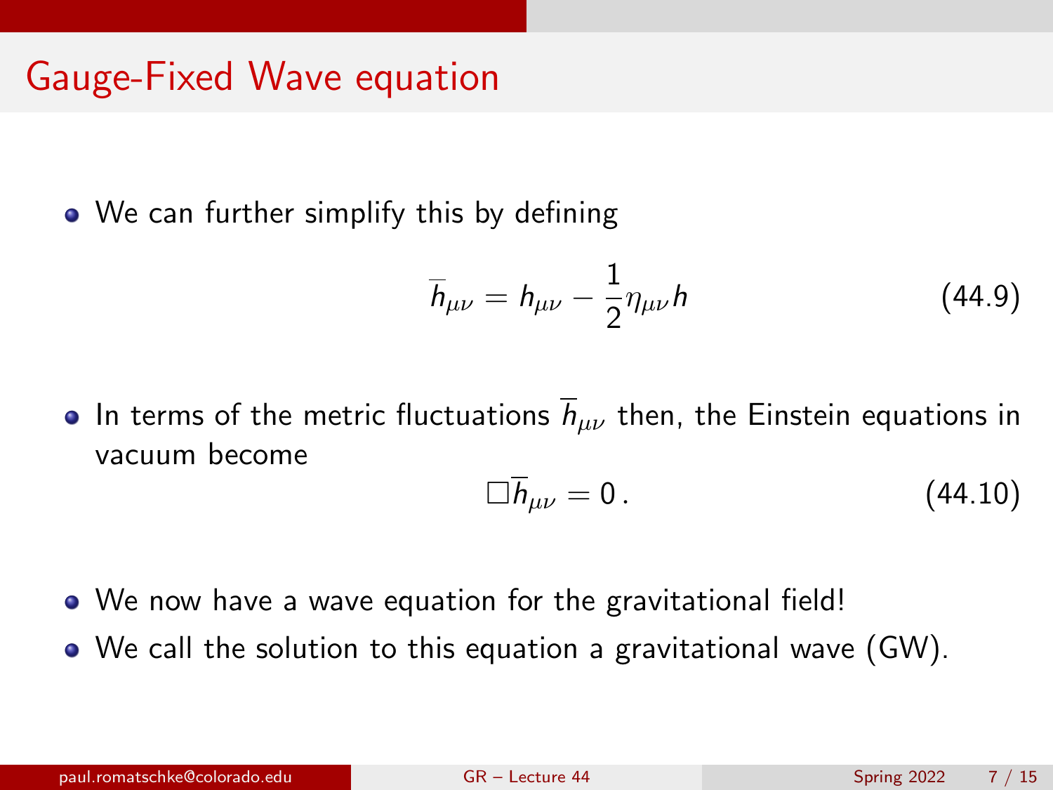# Gauge-Fixed Wave equation

- We can further simplify this by defining

$$\bar{h}_{\mu\nu} = h_{\mu\nu} - \frac{1}{2}\eta_{\mu\nu} h \tag{44.9}$$

- In terms of the metric fluctuations $\bar{h}_{\mu\nu}$ then, the Einstein equations in vacuum become

$$\Box \bar{h}_{\mu\nu} = 0\,. \tag{44.10}$$

- We now have a wave equation for the gravitational field!
- We call the solution to this equation a gravitational wave (GW).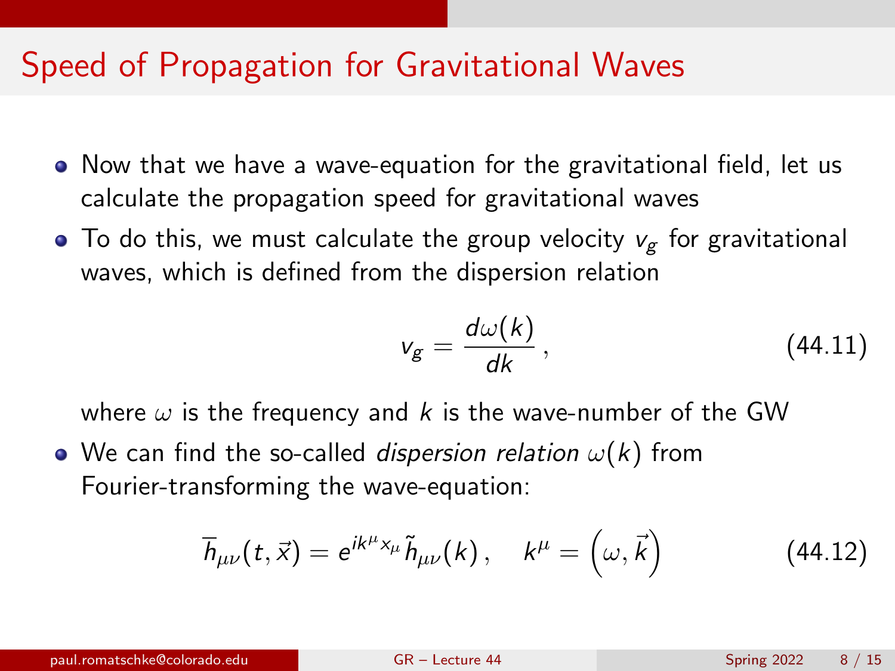# Speed of Propagation for Gravitational Waves

- Now that we have a wave-equation for the gravitational field, let us calculate the propagation speed for gravitational waves
- To do this, we must calculate the group velocity $v_g$ for gravitational waves, which is defined from the dispersion relation

$$v_g = \frac{d\omega(k)}{dk}\,, \tag{44.11}$$

where $\omega$ is the frequency and $k$ is the wave-number of the GW

- We can find the so-called *dispersion relation* $\omega(k)$ from Fourier-transforming the wave-equation:

$$\overline{h}_{\mu\nu}(t,\vec{x}) = e^{ik^\mu x_\mu}\tilde{h}_{\mu\nu}(k)\,,\quad k^\mu = \left(\omega, \vec{k}\right) \tag{44.12}$$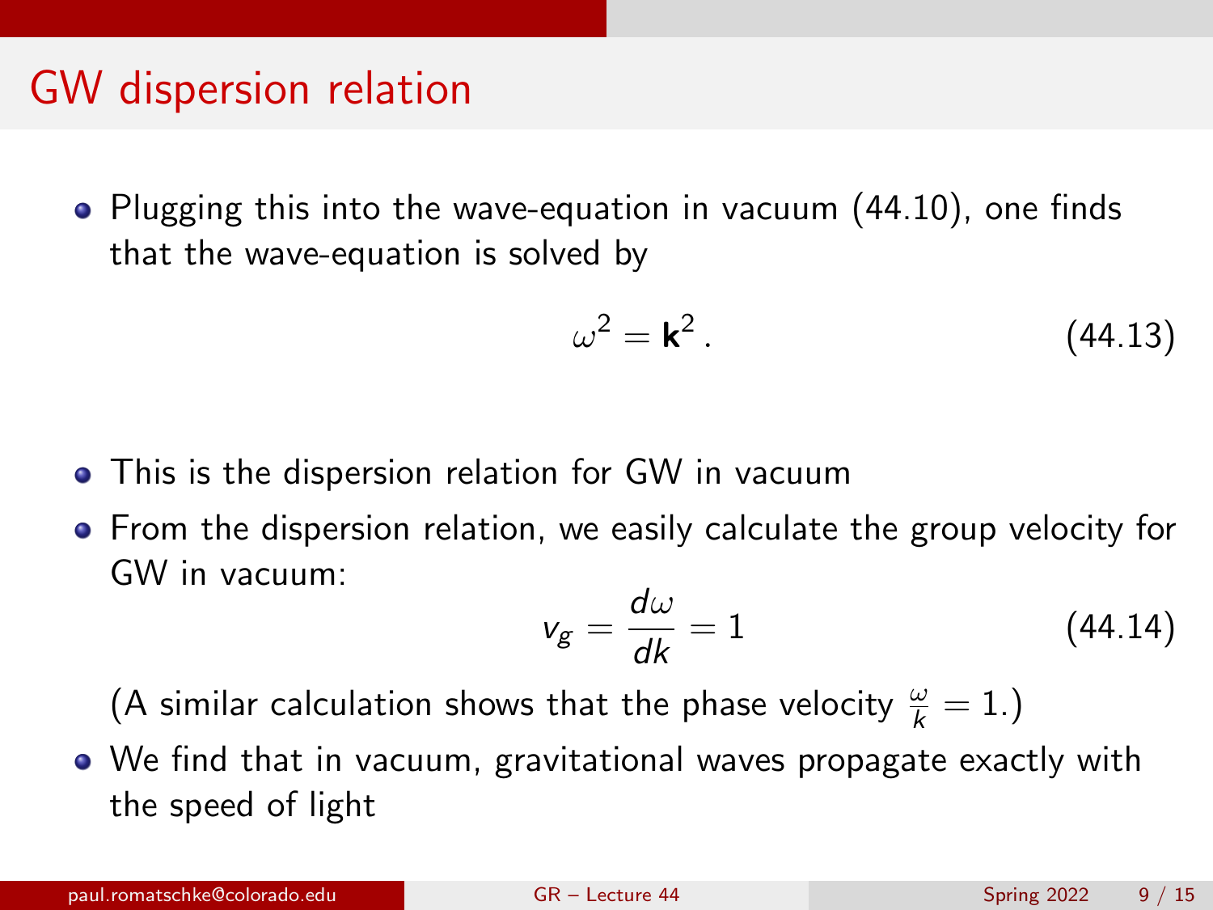## GW dispersion relation

- Plugging this into the wave-equation in vacuum (44.10), one finds that the wave-equation is solved by

$$\omega^2 = \mathbf{k}^2 \,. \tag{44.13}$$

- This is the dispersion relation for GW in vacuum
- From the dispersion relation, we easily calculate the group velocity for GW in vacuum:

$$v_g = \frac{d\omega}{dk} = 1 \tag{44.14}$$

  (A similar calculation shows that the phase velocity $\frac{\omega}{k} = 1$.)
- We find that in vacuum, gravitational waves propagate exactly with the speed of light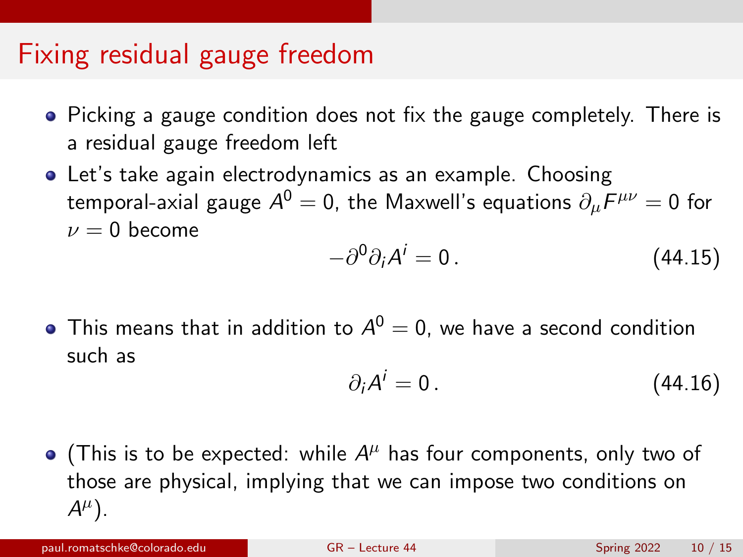# Fixing residual gauge freedom

- Picking a gauge condition does not fix the gauge completely. There is a residual gauge freedom left
- Let's take again electrodynamics as an example. Choosing temporal-axial gauge $A^0 = 0$, the Maxwell's equations $\partial_\mu F^{\mu\nu} = 0$ for $\nu = 0$ become

$$-\partial^0 \partial_i A^i = 0 \,. \tag{44.15}$$

- This means that in addition to $A^0 = 0$, we have a second condition such as

$$\partial_i A^i = 0 \,. \tag{44.16}$$

- (This is to be expected: while $A^\mu$ has four components, only two of those are physical, implying that we can impose two conditions on $A^\mu$).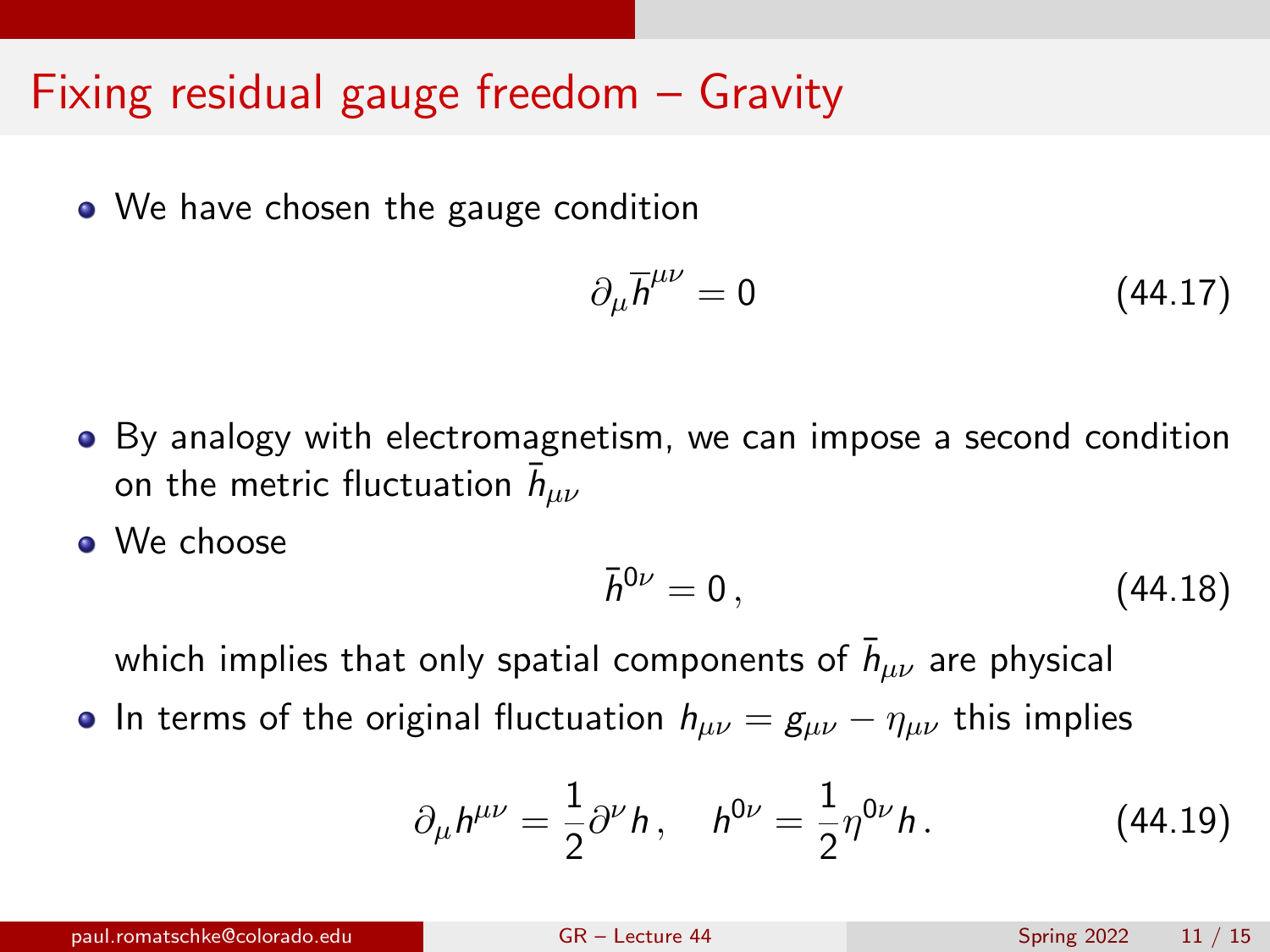# Fixing residual gauge freedom – Gravity

- We have chosen the gauge condition

$$\partial_\mu \bar{h}^{\mu\nu} = 0 \tag{44.17}$$

- By analogy with electromagnetism, we can impose a second condition on the metric fluctuation $\bar{h}_{\mu\nu}$
- We choose

$$\bar{h}^{0\nu} = 0\,, \tag{44.18}$$

  which implies that only spatial components of $\bar{h}_{\mu\nu}$ are physical
- In terms of the original fluctuation $h_{\mu\nu} = g_{\mu\nu} - \eta_{\mu\nu}$ this implies

$$\partial_\mu h^{\mu\nu} = \frac{1}{2}\partial^\nu h\,, \quad h^{0\nu} = \frac{1}{2}\eta^{0\nu} h\,. \tag{44.19}$$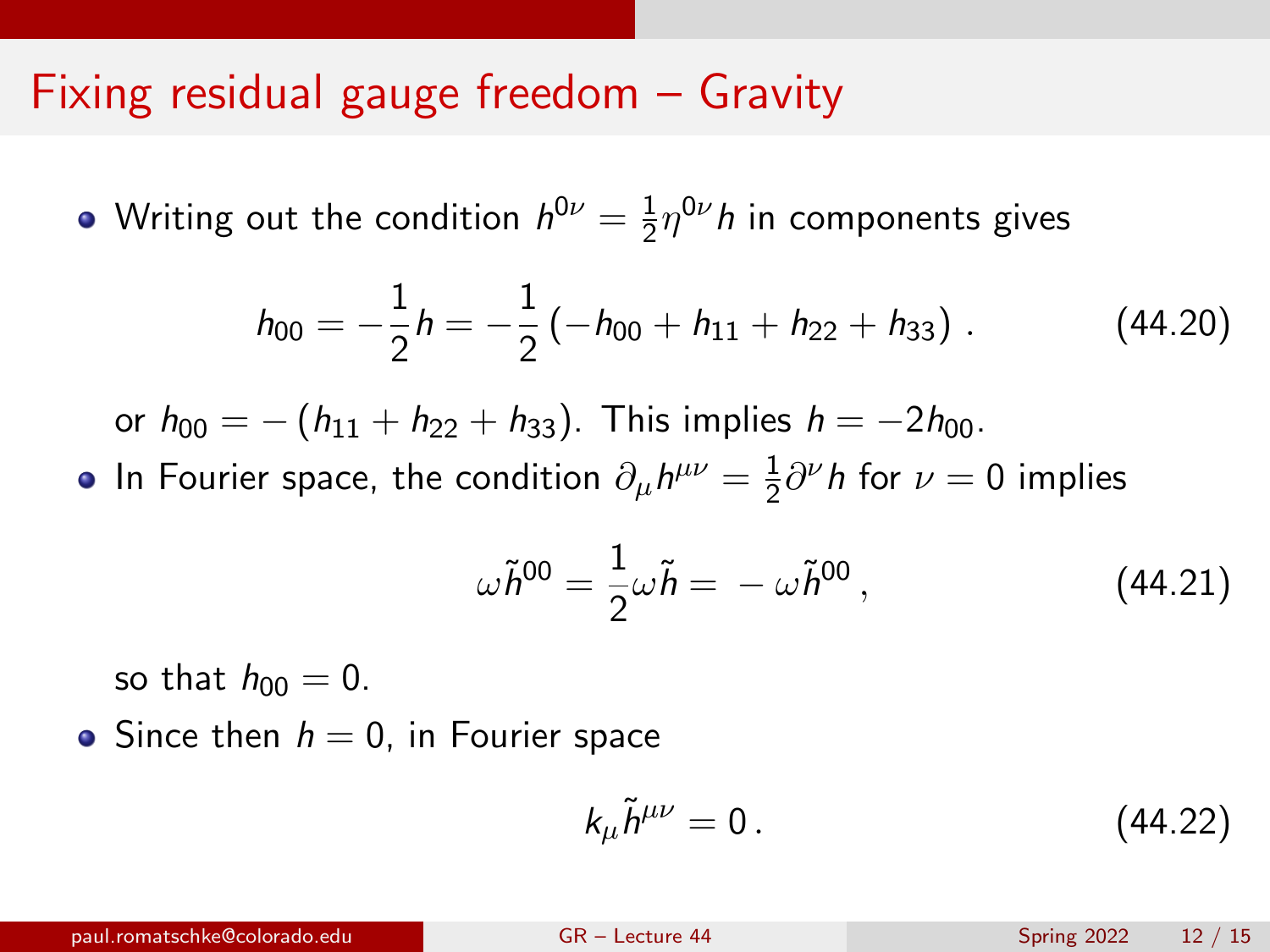# Fixing residual gauge freedom – Gravity

- Writing out the condition $h^{0\nu} = \frac{1}{2}\eta^{0\nu} h$ in components gives

$$h_{00} = -\frac{1}{2} h = -\frac{1}{2}\left(-h_{00} + h_{11} + h_{22} + h_{33}\right) . \tag{44.20}$$

  or $h_{00} = -\left(h_{11} + h_{22} + h_{33}\right)$. This implies $h = -2h_{00}$.

- In Fourier space, the condition $\partial_\mu h^{\mu\nu} = \frac{1}{2}\partial^\nu h$ for $\nu = 0$ implies

$$\omega \tilde{h}^{00} = \frac{1}{2}\omega \tilde{h} = \, -\omega \tilde{h}^{00} \, , \tag{44.21}$$

  so that $h_{00} = 0$.

- Since then $h = 0$, in Fourier space

$$k_\mu \tilde{h}^{\mu\nu} = 0 \, . \tag{44.22}$$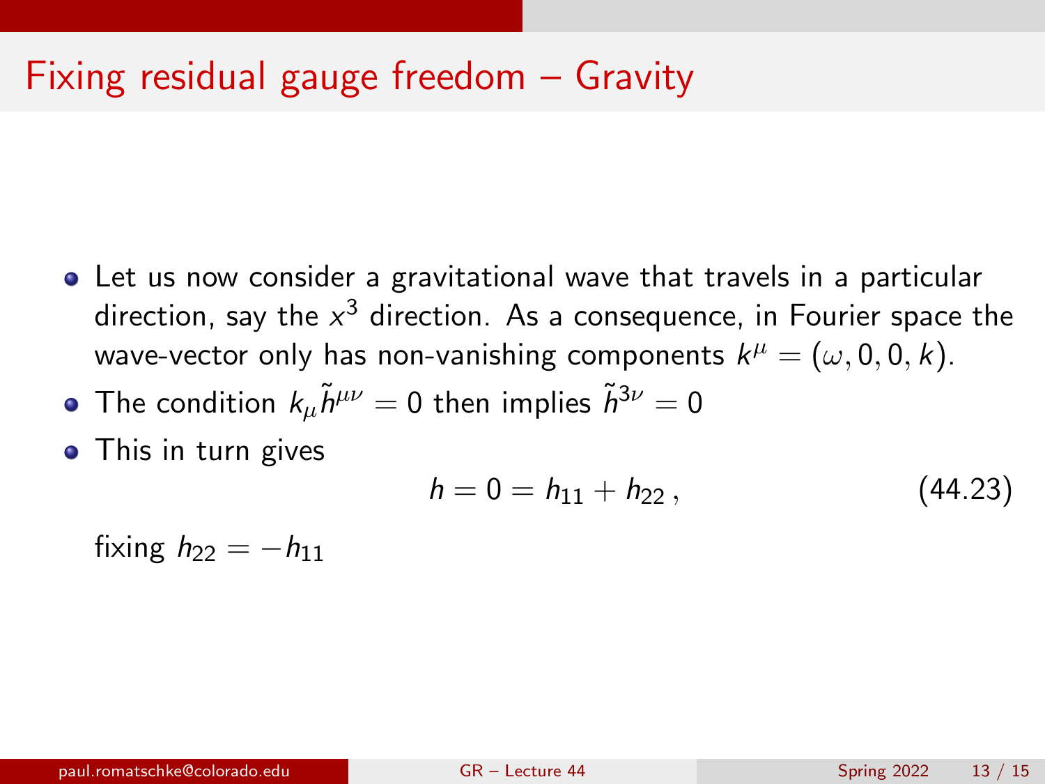# Fixing residual gauge freedom – Gravity

- Let us now consider a gravitational wave that travels in a particular direction, say the $x^3$ direction. As a consequence, in Fourier space the wave-vector only has non-vanishing components $k^\mu = (\omega, 0, 0, k)$.
- The condition $k_\mu \tilde{h}^{\mu\nu} = 0$ then implies $\tilde{h}^{3\nu} = 0$
- This in turn gives

$$h = 0 = h_{11} + h_{22}\,, \tag{44.23}$$

  fixing $h_{22} = -h_{11}$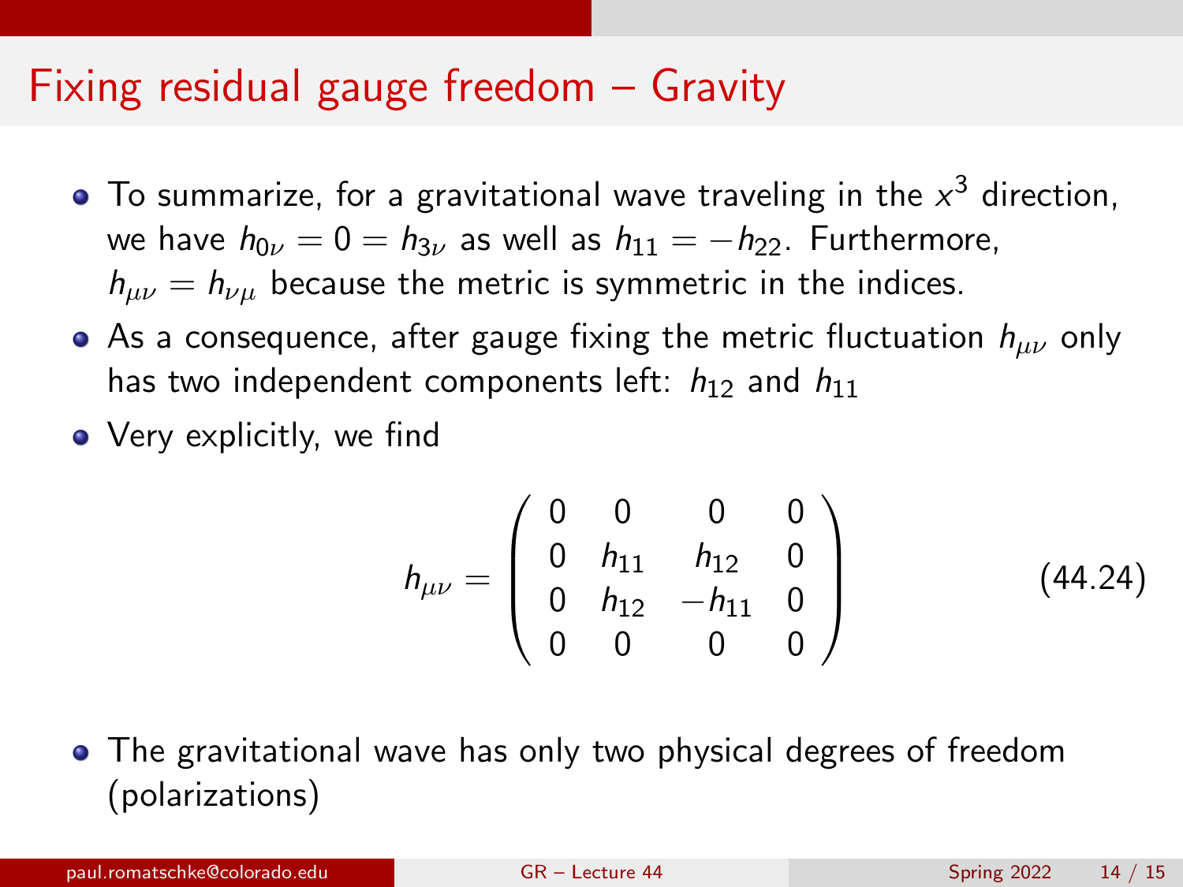# Fixing residual gauge freedom – Gravity

- To summarize, for a gravitational wave traveling in the $x^3$ direction, we have $h_{0\nu} = 0 = h_{3\nu}$ as well as $h_{11} = -h_{22}$. Furthermore, $h_{\mu\nu} = h_{\nu\mu}$ because the metric is symmetric in the indices.
- As a consequence, after gauge fixing the metric fluctuation $h_{\mu\nu}$ only has two independent components left: $h_{12}$ and $h_{11}$
- Very explicitly, we find

$$h_{\mu\nu} = \begin{pmatrix} 0 & 0 & 0 & 0 \\ 0 & h_{11} & h_{12} & 0 \\ 0 & h_{12} & -h_{11} & 0 \\ 0 & 0 & 0 & 0 \end{pmatrix} \tag{44.24}$$

- The gravitational wave has only two physical degrees of freedom (polarizations)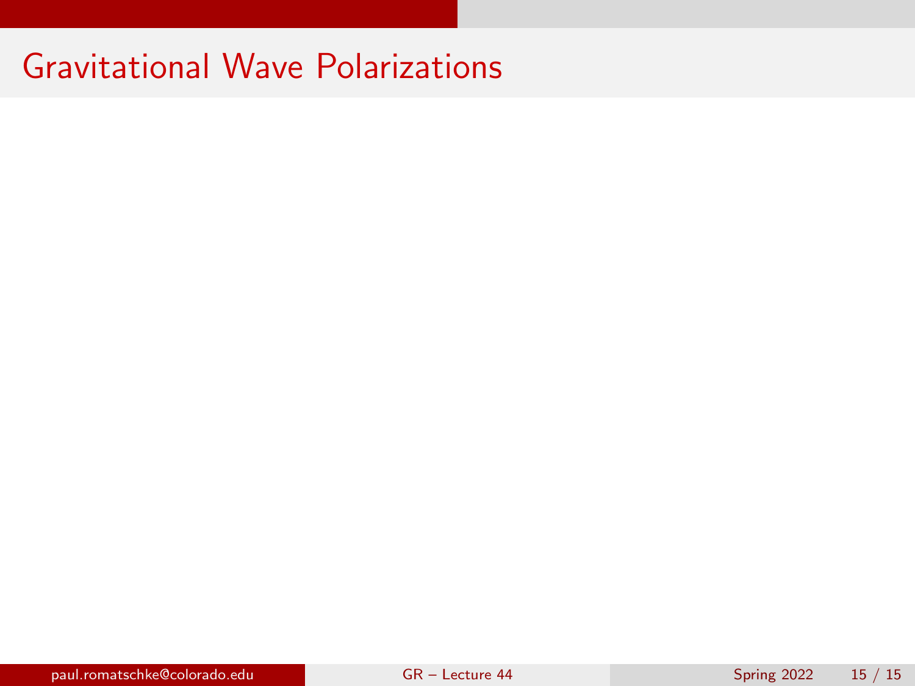# Gravitational Wave Polarizations